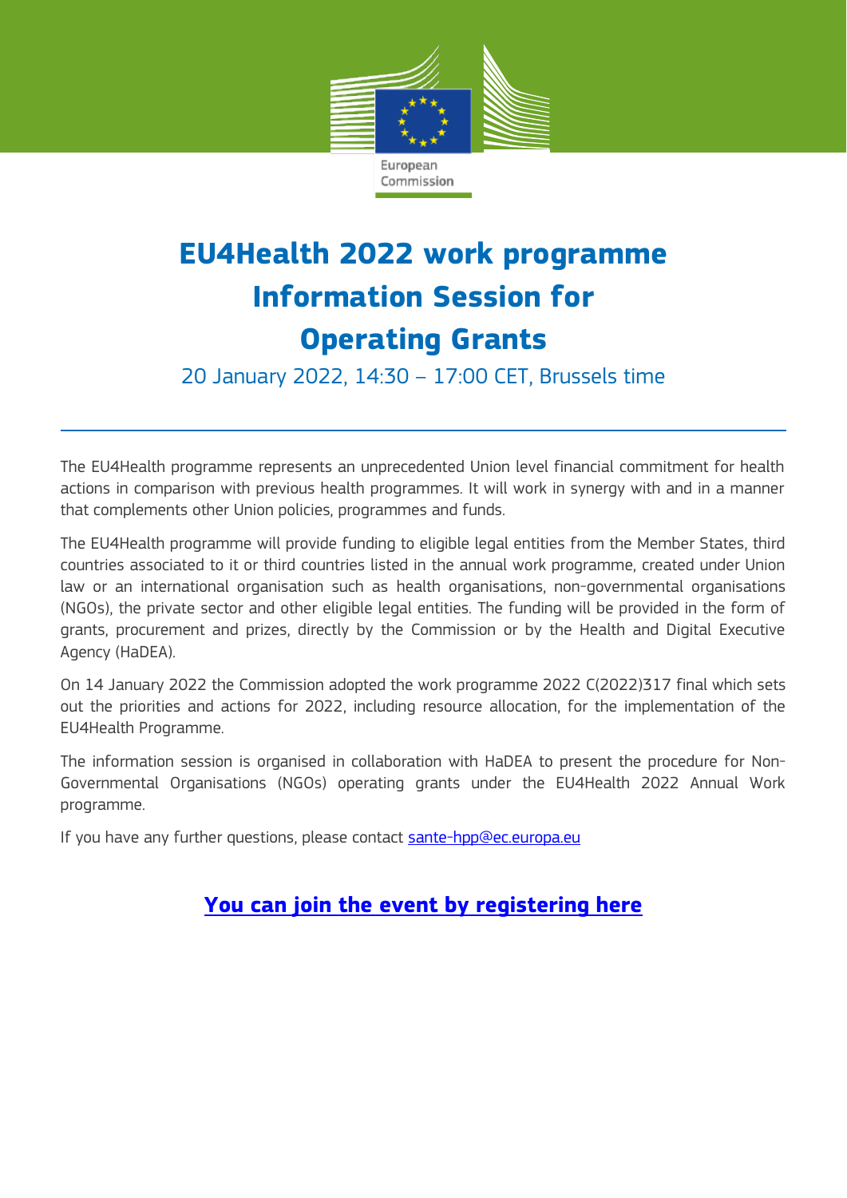European Commission

# EU4Health 2022 work programme Information Session for Operating Grants

20 January 2022, 14:30 – 17:00 CET, Brussels time

---

The EU4Health programme represents an unprecedented Union level financial commitment for health actions in comparison with previous health programmes. It will work in synergy with and in a manner that complements other Union policies, programmes and funds.

The EU4Health programme will provide funding to eligible legal entities from the Member States, third countries associated to it or third countries listed in the annual work programme, created under Union law or an international organisation such as health organisations, non-governmental organisations (NGOs), the private sector and other eligible legal entities. The funding will be provided in the form of grants, procurement and prizes, directly by the Commission or by the Health and Digital Executive Agency (HaDEA).

On 14 January 2022 the Commission adopted the work programme 2022 C(2022)317 final which sets out the priorities and actions for 2022, including resource allocation, for the implementation of the EU4Health Programme.

The information session is organised in collaboration with HaDEA to present the procedure for Non-Governmental Organisations (NGOs) operating grants under the EU4Health 2022 Annual Work programme.

If you have any further questions, please contact sante-hpp@ec.europa.eu

**You can join the event by registering here**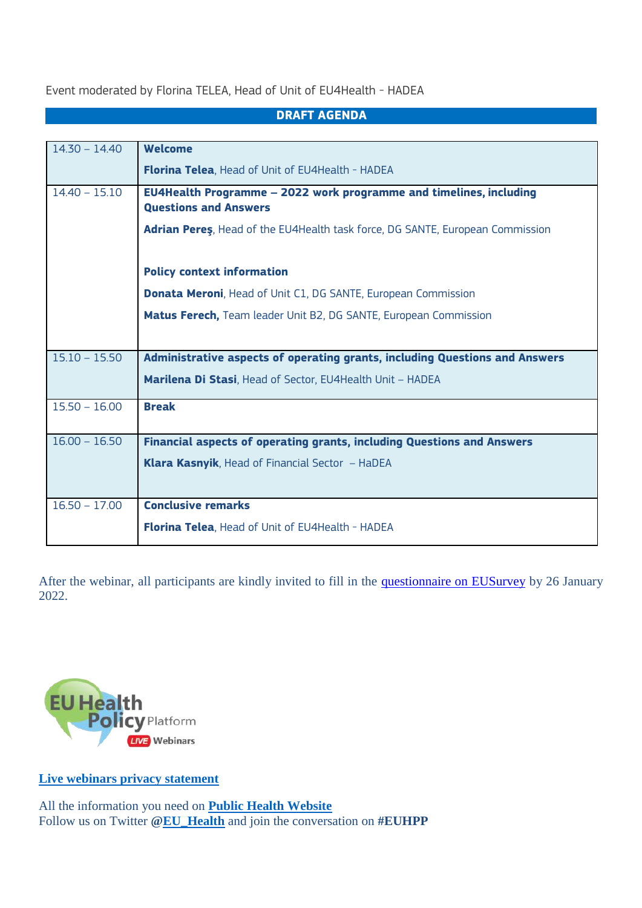Event moderated by Florina TELEA, Head of Unit of EU4Health - HADEA

## DRAFT AGENDA

| | |
|---|---|
| 14.30 – 14.40 | **Welcome**<br><br>**Florina Telea**, Head of Unit of EU4Health - HADEA |
| 14.40 – 15.10 | **EU4Health Programme – 2022 work programme and timelines, including Questions and Answers**<br><br>**Adrian Pereş**, Head of the EU4Health task force, DG SANTE, European Commission<br><br>**Policy context information**<br><br>**Donata Meroni**, Head of Unit C1, DG SANTE, European Commission<br><br>**Matus Ferech,** Team leader Unit B2, DG SANTE, European Commission |
| 15.10 – 15.50 | **Administrative aspects of operating grants, including Questions and Answers**<br><br>**Marilena Di Stasi**, Head of Sector, EU4Health Unit – HADEA |
| 15.50 – 16.00 | **Break** |
| 16.00 – 16.50 | **Financial aspects of operating grants, including Questions and Answers**<br><br>**Klara Kasnyik**, Head of Financial Sector – HaDEA |
| 16.50 – 17.00 | **Conclusive remarks**<br><br>**Florina Telea**, Head of Unit of EU4Health - HADEA |

After the webinar, all participants are kindly invited to fill in the questionnaire on EUSurvey by 26 January 2022.

EU Health Policy Platform LIVE Webinars

**Live webinars privacy statement**

All the information you need on **Public Health Website**
Follow us on Twitter **@EU_Health** and join the conversation on **#EUHPP**